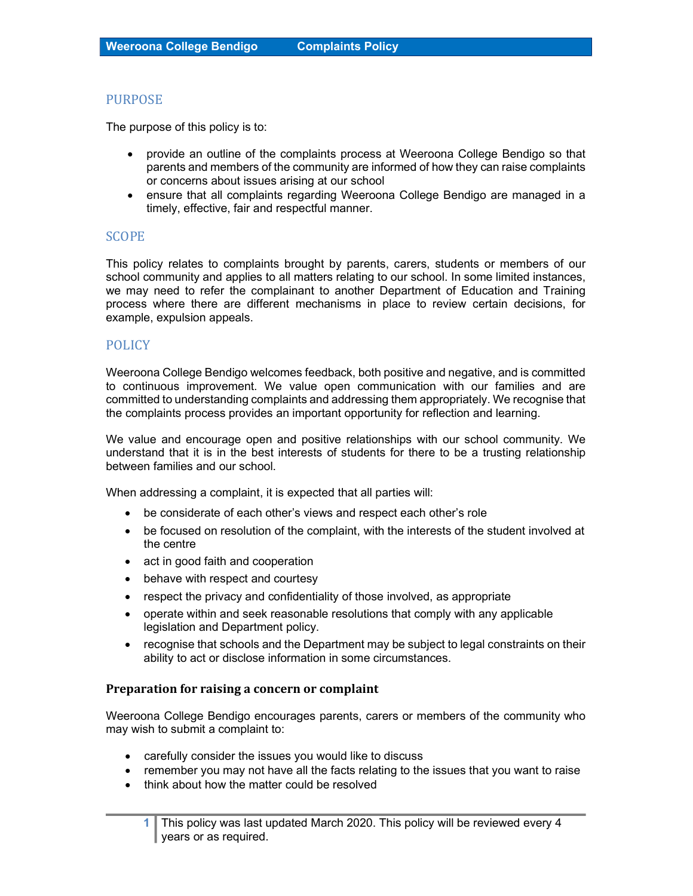## PURPOSE

The purpose of this policy is to:

- provide an outline of the complaints process at Weeroona College Bendigo so that parents and members of the community are informed of how they can raise complaints or concerns about issues arising at our school
- ensure that all complaints regarding Weeroona College Bendigo are managed in a timely, effective, fair and respectful manner.

## SCOPE

This policy relates to complaints brought by parents, carers, students or members of our school community and applies to all matters relating to our school. In some limited instances, we may need to refer the complainant to another Department of Education and Training process where there are different mechanisms in place to review certain decisions, for example, expulsion appeals.

## POLICY

Weeroona College Bendigo welcomes feedback, both positive and negative, and is committed to continuous improvement. We value open communication with our families and are committed to understanding complaints and addressing them appropriately. We recognise that the complaints process provides an important opportunity for reflection and learning.

We value and encourage open and positive relationships with our school community. We understand that it is in the best interests of students for there to be a trusting relationship between families and our school.

When addressing a complaint, it is expected that all parties will:

- be considerate of each other's views and respect each other's role
- be focused on resolution of the complaint, with the interests of the student involved at the centre
- act in good faith and cooperation
- behave with respect and courtesy
- respect the privacy and confidentiality of those involved, as appropriate
- operate within and seek reasonable resolutions that comply with any applicable legislation and Department policy.
- recognise that schools and the Department may be subject to legal constraints on their ability to act or disclose information in some circumstances.

### Preparation for raising a concern or complaint

Weeroona College Bendigo encourages parents, carers or members of the community who may wish to submit a complaint to:

- carefully consider the issues you would like to discuss
- remember you may not have all the facts relating to the issues that you want to raise
- think about how the matter could be resolved

This policy was last updated March 2020. This policy will be reviewed every 4 years or as required.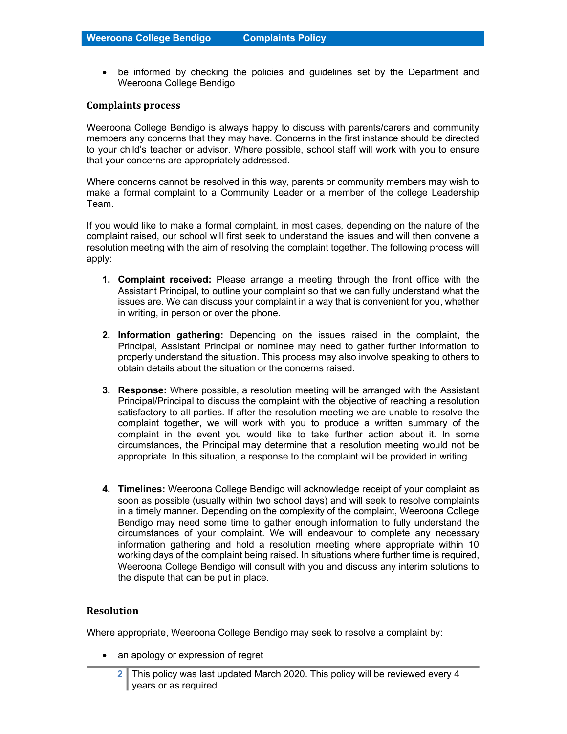- be informed by checking the policies and guidelines set by the Department and Weeroona College Bendigo

## Complaints process

Weeroona College Bendigo is always happy to discuss with parents/carers and community members any concerns that they may have. Concerns in the first instance should be directed to your child's teacher or advisor. Where possible, school staff will work with you to ensure that your concerns are appropriately addressed.

Where concerns cannot be resolved in this way, parents or community members may wish to make a formal complaint to a Community Leader or a member of the college Leadership Team.

If you would like to make a formal complaint, in most cases, depending on the nature of the complaint raised, our school will first seek to understand the issues and will then convene a resolution meeting with the aim of resolving the complaint together. The following process will apply:

1. **Complaint received:** Please arrange a meeting through the front office with the Assistant Principal, to outline your complaint so that we can fully understand what the issues are. We can discuss your complaint in a way that is convenient for you, whether in writing, in person or over the phone.

2. **Information gathering:** Depending on the issues raised in the complaint, the Principal, Assistant Principal or nominee may need to gather further information to properly understand the situation. This process may also involve speaking to others to obtain details about the situation or the concerns raised.

3. **Response:** Where possible, a resolution meeting will be arranged with the Assistant Principal/Principal to discuss the complaint with the objective of reaching a resolution satisfactory to all parties. If after the resolution meeting we are unable to resolve the complaint together, we will work with you to produce a written summary of the complaint in the event you would like to take further action about it. In some circumstances, the Principal may determine that a resolution meeting would not be appropriate. In this situation, a response to the complaint will be provided in writing.

4. **Timelines:** Weeroona College Bendigo will acknowledge receipt of your complaint as soon as possible (usually within two school days) and will seek to resolve complaints in a timely manner. Depending on the complexity of the complaint, Weeroona College Bendigo may need some time to gather enough information to fully understand the circumstances of your complaint. We will endeavour to complete any necessary information gathering and hold a resolution meeting where appropriate within 10 working days of the complaint being raised. In situations where further time is required, Weeroona College Bendigo will consult with you and discuss any interim solutions to the dispute that can be put in place.

## Resolution

Where appropriate, Weeroona College Bendigo may seek to resolve a complaint by:

- an apology or expression of regret

This policy was last updated March 2020. This policy will be reviewed every 4 years or as required.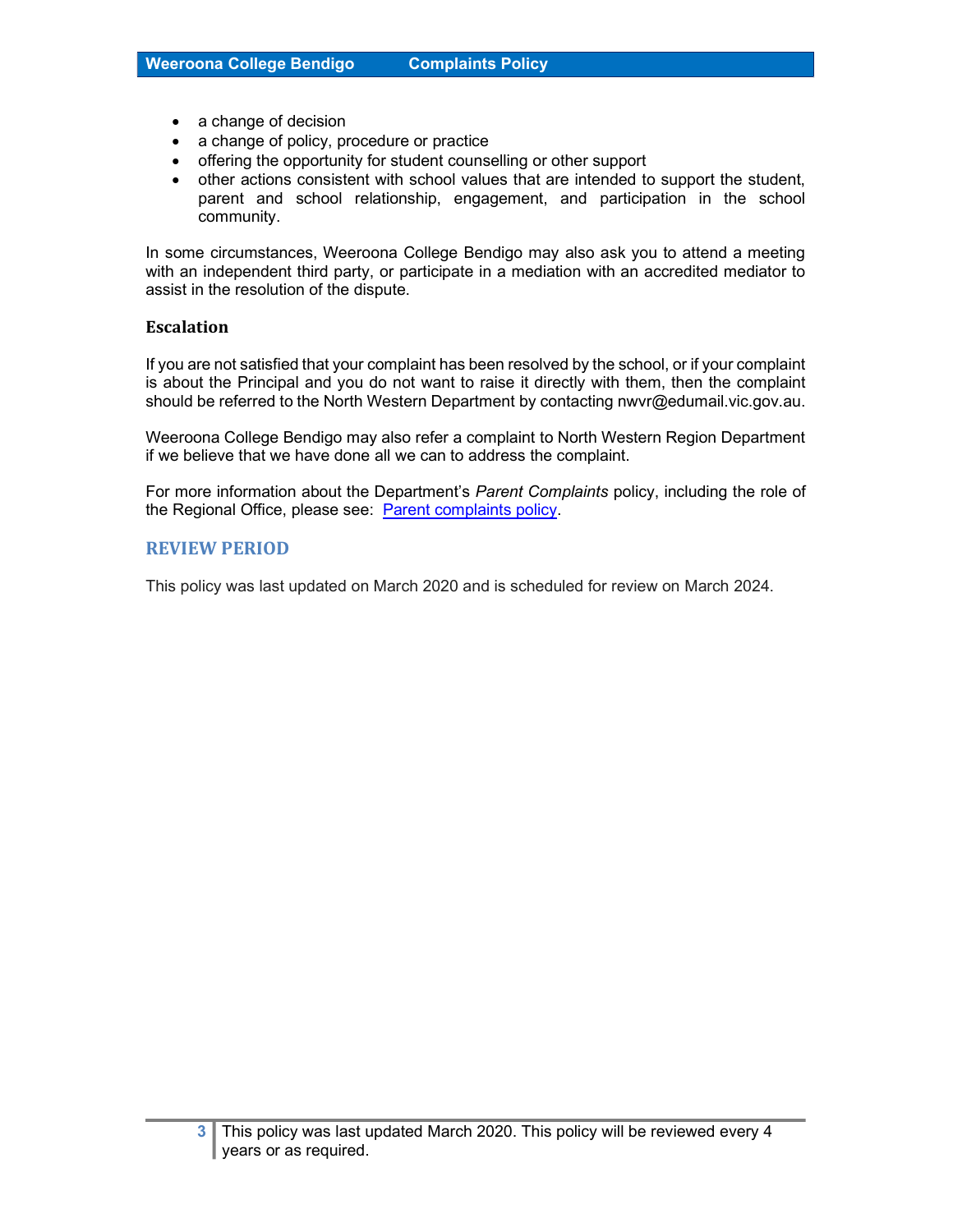- a change of decision
- a change of policy, procedure or practice
- offering the opportunity for student counselling or other support
- other actions consistent with school values that are intended to support the student, parent and school relationship, engagement, and participation in the school community.

In some circumstances, Weeroona College Bendigo may also ask you to attend a meeting with an independent third party, or participate in a mediation with an accredited mediator to assist in the resolution of the dispute.

### Escalation

If you are not satisfied that your complaint has been resolved by the school, or if your complaint is about the Principal and you do not want to raise it directly with them, then the complaint should be referred to the North Western Department by contacting nwvr@edumail.vic.gov.au.

Weeroona College Bendigo may also refer a complaint to North Western Region Department if we believe that we have done all we can to address the complaint.

For more information about the Department's *Parent Complaints* policy, including the role of the Regional Office, please see: [Parent complaints policy](#).

## REVIEW PERIOD

This policy was last updated on March 2020 and is scheduled for review on March 2024.